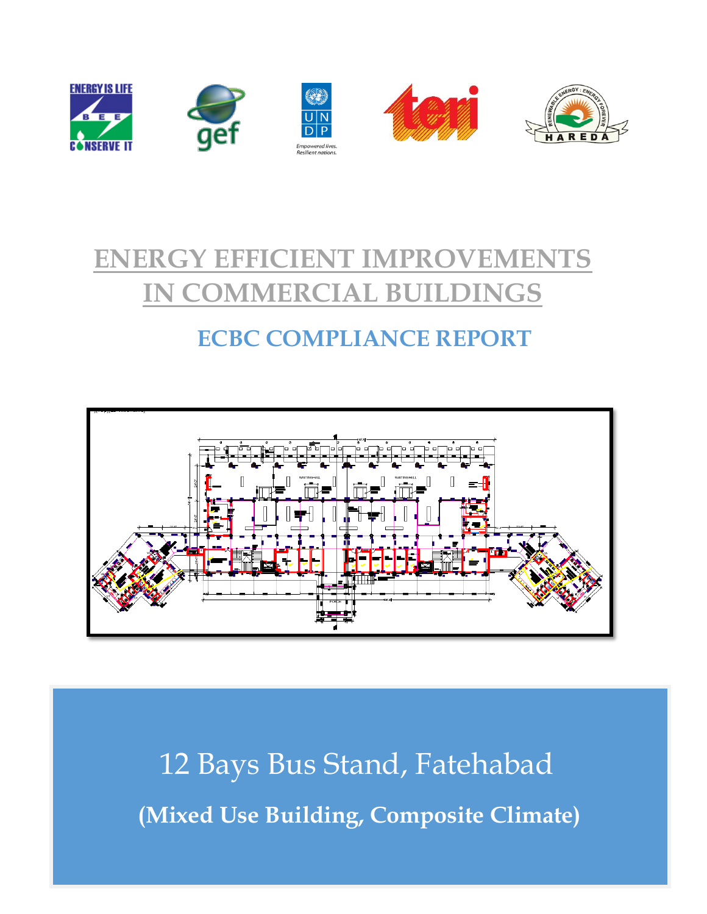# ENERGY EFFICIENT IMPROVEMENTS IN COMMERCIAL BUILDINGS

## ECBC COMPLIANCE REPORT

# 12 Bays Bus Stand, Fatehabad

**(Mixed Use Building, Composite Climate)**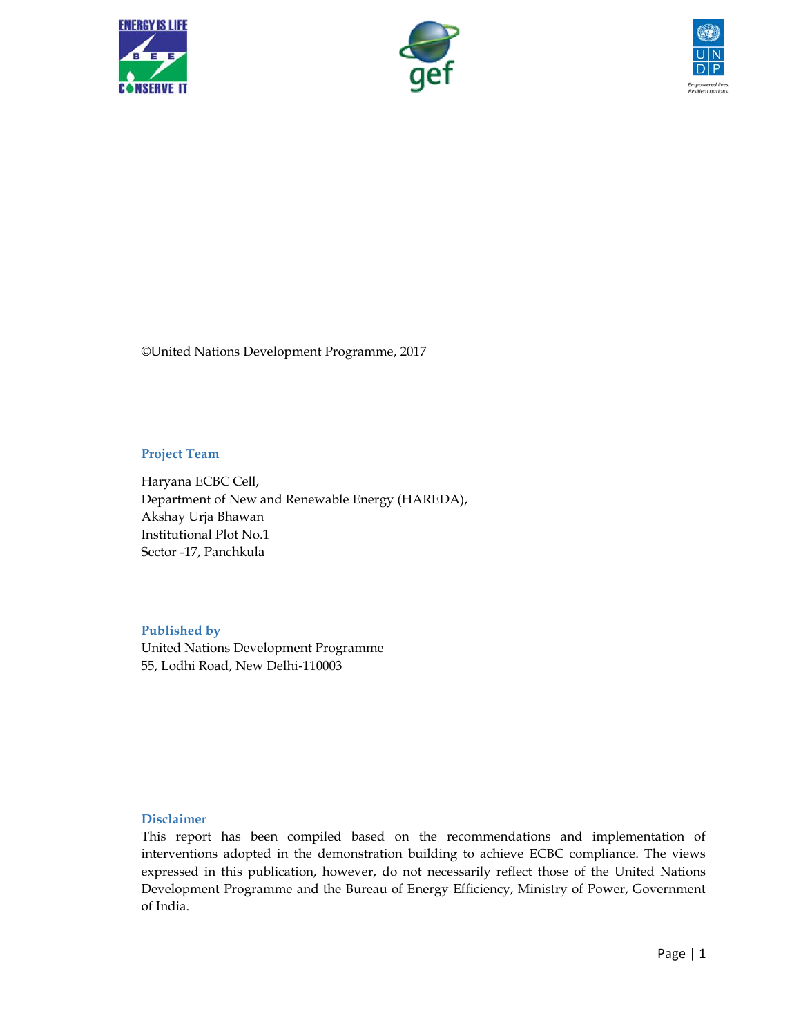©United Nations Development Programme, 2017

## Project Team

Haryana ECBC Cell,
Department of New and Renewable Energy (HAREDA),
Akshay Urja Bhawan
Institutional Plot No.1
Sector -17, Panchkula

## Published by

United Nations Development Programme
55, Lodhi Road, New Delhi-110003

## Disclaimer

This report has been compiled based on the recommendations and implementation of interventions adopted in the demonstration building to achieve ECBC compliance. The views expressed in this publication, however, do not necessarily reflect those of the United Nations Development Programme and the Bureau of Energy Efficiency, Ministry of Power, Government of India.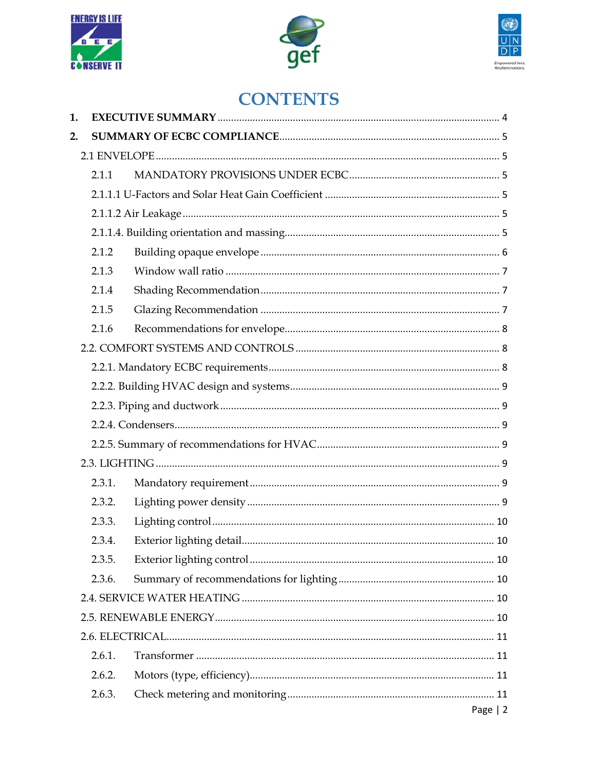# CONTENTS

1. **EXECUTIVE SUMMARY** ........................................................................................ 4
2. **SUMMARY OF ECBC COMPLIANCE** ................................................................ 5

 2.1 ENVELOPE ........................................................................................................ 5

  2.1.1 MANDATORY PROVISIONS UNDER ECBC ................................................ 5

  2.1.1.1 U-Factors and Solar Heat Gain Coefficient ................................................ 5

  2.1.1.2 Air Leakage .................................................................................................. 5

  2.1.1.4. Building orientation and massing ............................................................... 5

  2.1.2 Building opaque envelope ............................................................................ 6

  2.1.3 Window wall ratio ......................................................................................... 7

  2.1.4 Shading Recommendation ............................................................................ 7

  2.1.5 Glazing Recommendation ............................................................................ 7

  2.1.6 Recommendations for envelope ................................................................... 8

 2.2. COMFORT SYSTEMS AND CONTROLS ......................................................... 8

  2.2.1. Mandatory ECBC requirements .................................................................... 8

  2.2.2. Building HVAC design and systems ............................................................. 9

  2.2.3. Piping and ductwork ..................................................................................... 9

  2.2.4. Condensers ................................................................................................... 9

  2.2.5. Summary of recommendations for HVAC .................................................... 9

 2.3. LIGHTING ........................................................................................................... 9

  2.3.1. Mandatory requirement ................................................................................. 9

  2.3.2. Lighting power density .................................................................................. 9

  2.3.3. Lighting control ............................................................................................ 10

  2.3.4. Exterior lighting detail .................................................................................. 10

  2.3.5. Exterior lighting control ................................................................................ 10

  2.3.6. Summary of recommendations for lighting ................................................. 10

 2.4. SERVICE WATER HEATING ............................................................................ 10

 2.5. RENEWABLE ENERGY ..................................................................................... 10

 2.6. ELECTRICAL ...................................................................................................... 11

  2.6.1. Transformer ................................................................................................. 11

  2.6.2. Motors (type, efficiency) .............................................................................. 11

  2.6.3. Check metering and monitoring .................................................................. 11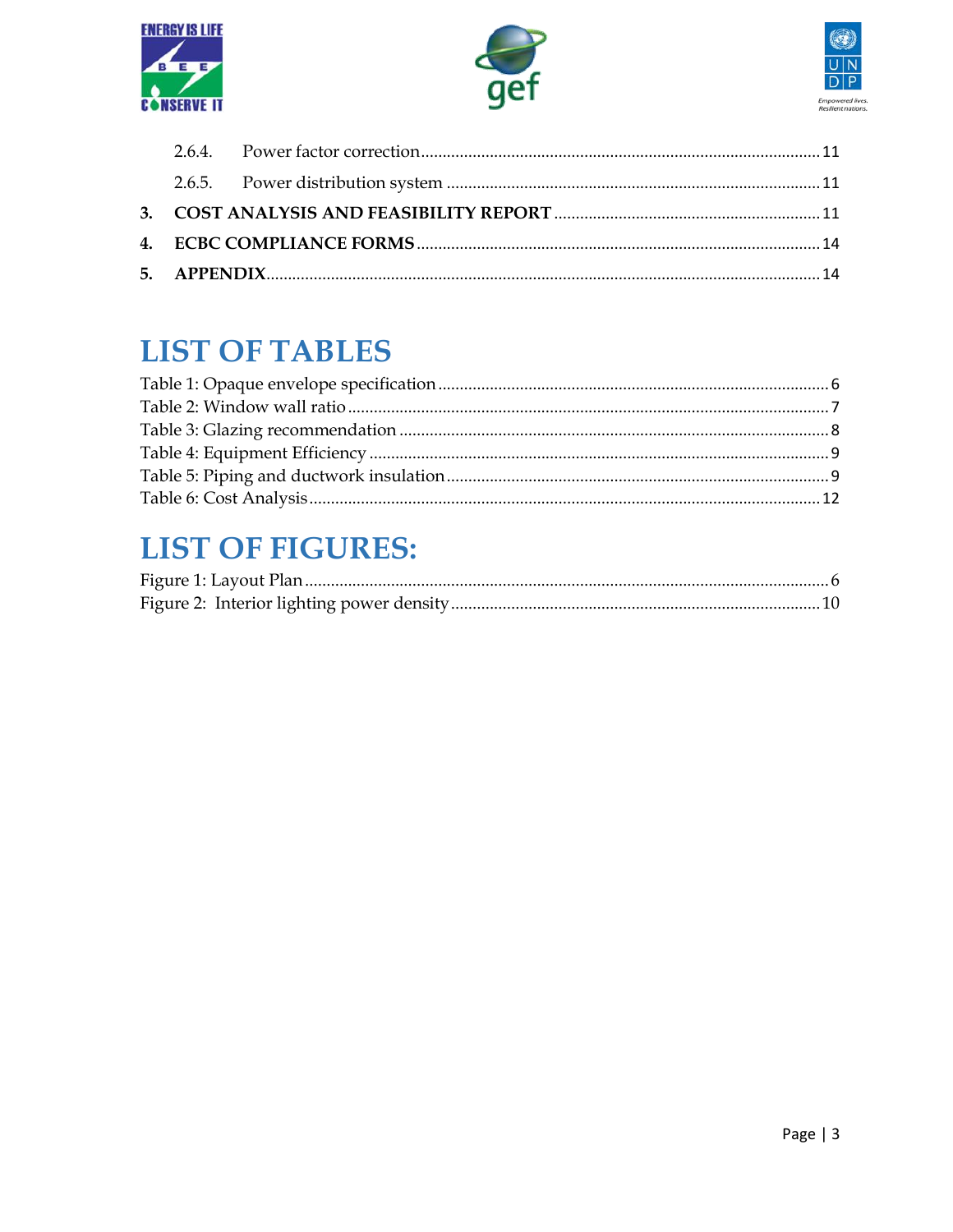2.6.4. Power factor correction ........ 11

2.6.5. Power distribution system ........ 11

3. **COST ANALYSIS AND FEASIBILITY REPORT** ........ 11

4. **ECBC COMPLIANCE FORMS** ........ 14

5. **APPENDIX** ........ 14

# LIST OF TABLES

Table 1: Opaque envelope specification ........ 6
Table 2: Window wall ratio ........ 7
Table 3: Glazing recommendation ........ 8
Table 4: Equipment Efficiency ........ 9
Table 5: Piping and ductwork insulation ........ 9
Table 6: Cost Analysis ........ 12

# LIST OF FIGURES:

Figure 1: Layout Plan ........ 6
Figure 2: Interior lighting power density ........ 10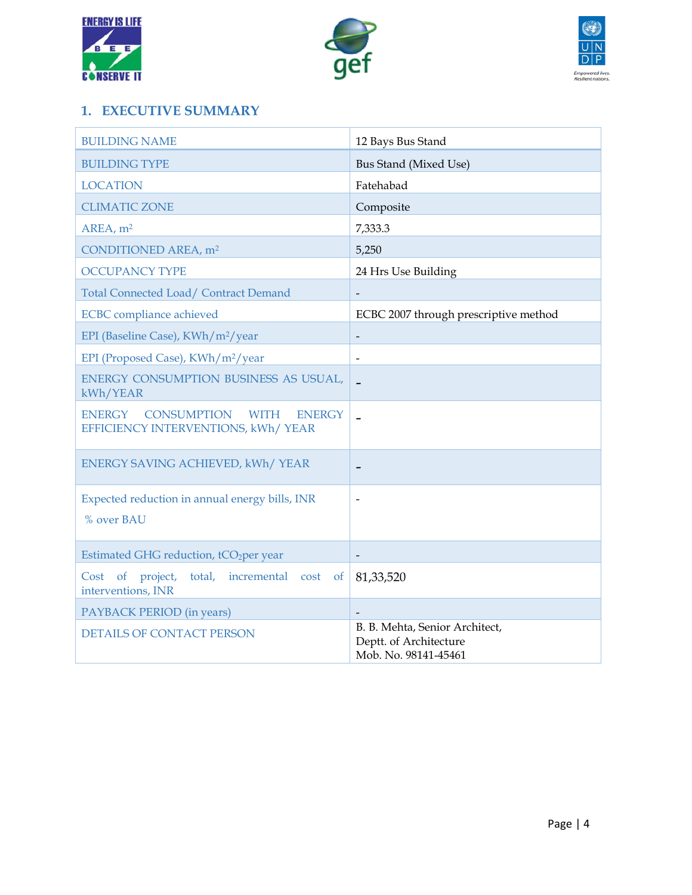## 1. EXECUTIVE SUMMARY

| BUILDING NAME | 12 Bays Bus Stand |
|---|---|
| BUILDING TYPE | Bus Stand (Mixed Use) |
| LOCATION | Fatehabad |
| CLIMATIC ZONE | Composite |
| AREA, $m^2$ | 7,333.3 |
| CONDITIONED AREA, $m^2$ | 5,250 |
| OCCUPANCY TYPE | 24 Hrs Use Building |
| Total Connected Load/ Contract Demand | - |
| ECBC compliance achieved | ECBC 2007 through prescriptive method |
| EPI (Baseline Case), KWh/$m^2$/year | - |
| EPI (Proposed Case), KWh/$m^2$/year | - |
| ENERGY CONSUMPTION BUSINESS AS USUAL, kWh/YEAR | - |
| ENERGY CONSUMPTION WITH ENERGY EFFICIENCY INTERVENTIONS, kWh/ YEAR | - |
| ENERGY SAVING ACHIEVED, kWh/ YEAR | - |
| Expected reduction in annual energy bills, INR<br>% over BAU | - |
| Estimated GHG reduction, $tCO_2$per year | - |
| Cost of project, total, incremental cost of interventions, INR | 81,33,520 |
| PAYBACK PERIOD (in years) | - |
| DETAILS OF CONTACT PERSON | B. B. Mehta, Senior Architect,<br>Deptt. of Architecture<br>Mob. No. 98141-45461 |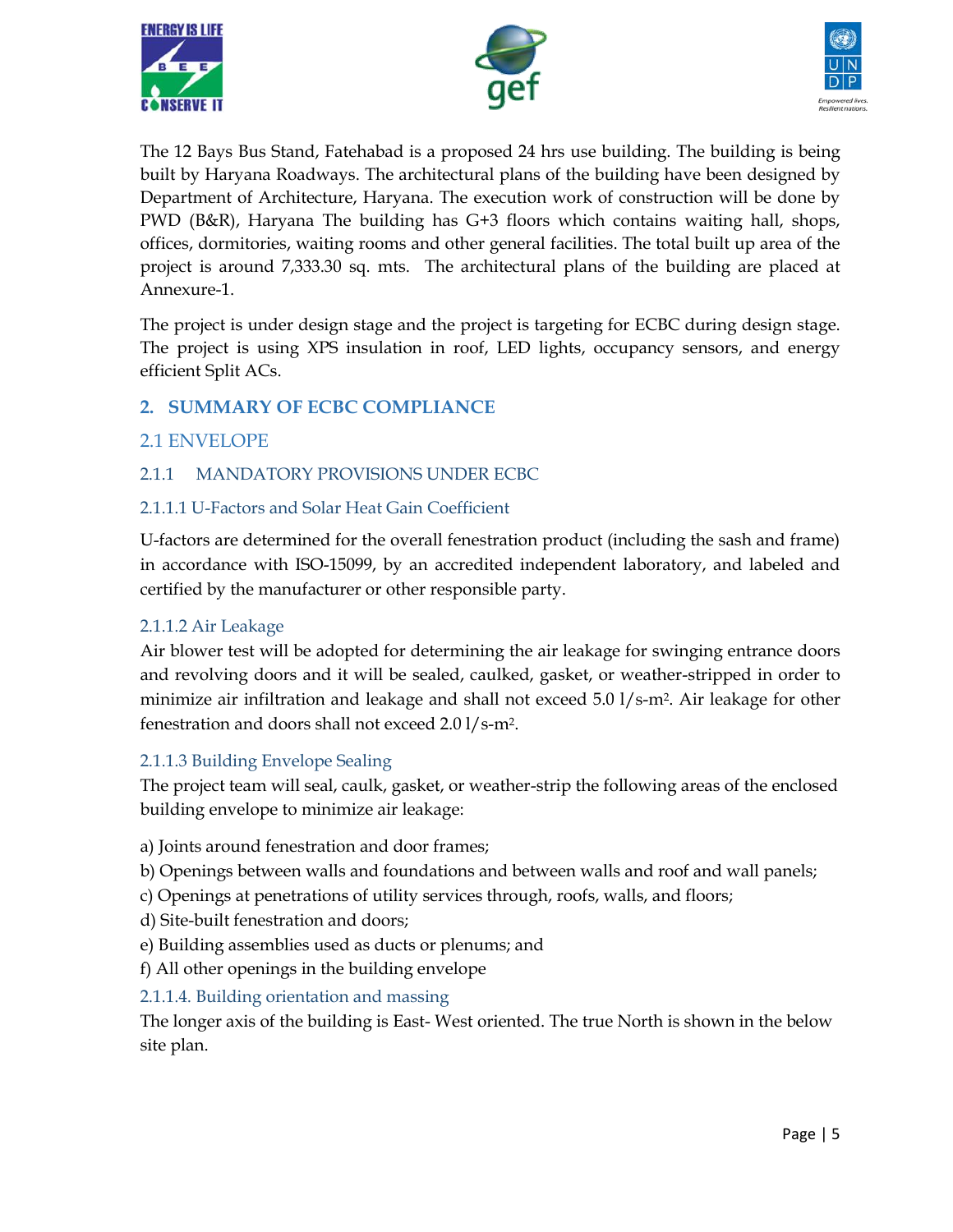The 12 Bays Bus Stand, Fatehabad is a proposed 24 hrs use building. The building is being built by Haryana Roadways. The architectural plans of the building have been designed by Department of Architecture, Haryana. The execution work of construction will be done by PWD (B&R), Haryana The building has G+3 floors which contains waiting hall, shops, offices, dormitories, waiting rooms and other general facilities. The total built up area of the project is around 7,333.30 sq. mts. The architectural plans of the building are placed at Annexure-1.

The project is under design stage and the project is targeting for ECBC during design stage. The project is using XPS insulation in roof, LED lights, occupancy sensors, and energy efficient Split ACs.

## 2. SUMMARY OF ECBC COMPLIANCE

### 2.1 ENVELOPE

#### 2.1.1 MANDATORY PROVISIONS UNDER ECBC

##### 2.1.1.1 U-Factors and Solar Heat Gain Coefficient

U-factors are determined for the overall fenestration product (including the sash and frame) in accordance with ISO-15099, by an accredited independent laboratory, and labeled and certified by the manufacturer or other responsible party.

##### 2.1.1.2 Air Leakage

Air blower test will be adopted for determining the air leakage for swinging entrance doors and revolving doors and it will be sealed, caulked, gasket, or weather-stripped in order to minimize air infiltration and leakage and shall not exceed 5.0 $l/s\text{-}m^2$. Air leakage for other fenestration and doors shall not exceed 2.0 $l/s\text{-}m^2$.

##### 2.1.1.3 Building Envelope Sealing

The project team will seal, caulk, gasket, or weather-strip the following areas of the enclosed building envelope to minimize air leakage:

a) Joints around fenestration and door frames;
b) Openings between walls and foundations and between walls and roof and wall panels;
c) Openings at penetrations of utility services through, roofs, walls, and floors;
d) Site-built fenestration and doors;
e) Building assemblies used as ducts or plenums; and
f) All other openings in the building envelope

##### 2.1.1.4. Building orientation and massing

The longer axis of the building is East- West oriented. The true North is shown in the below site plan.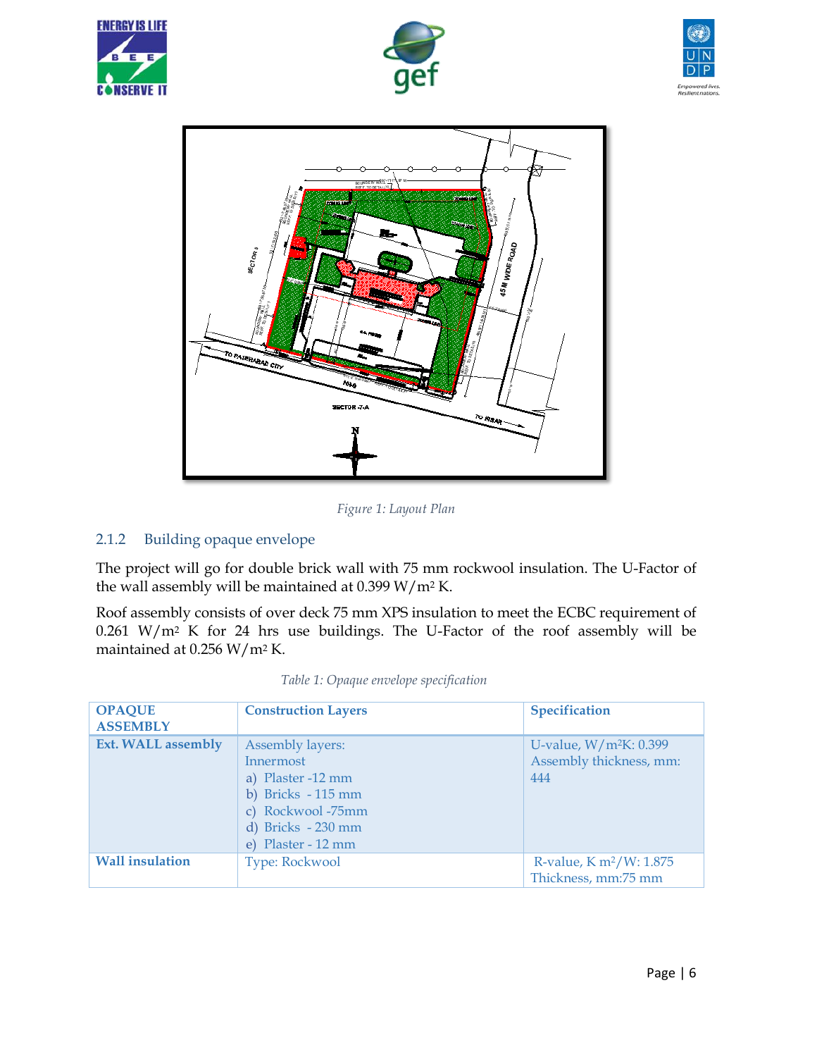Figure 1: Layout Plan

### 2.1.2 Building opaque envelope

The project will go for double brick wall with 75 mm rockwool insulation. The U-Factor of the wall assembly will be maintained at 0.399 W/m$^2$ K.

Roof assembly consists of over deck 75 mm XPS insulation to meet the ECBC requirement of 0.261 W/m$^2$ K for 24 hrs use buildings. The U-Factor of the roof assembly will be maintained at 0.256 W/m$^2$ K.

*Table 1: Opaque envelope specification*

| OPAQUE ASSEMBLY | Construction Layers | Specification |
|---|---|---|
| Ext. WALL assembly | Assembly layers:<br>Innermost<br>a) Plaster -12 mm<br>b) Bricks - 115 mm<br>c) Rockwool -75mm<br>d) Bricks - 230 mm<br>e) Plaster - 12 mm | U-value, W/m$^2$K: 0.399<br>Assembly thickness, mm: 444 |
| Wall insulation | Type: Rockwool | R-value, K m$^2$/W: 1.875<br>Thickness, mm:75 mm |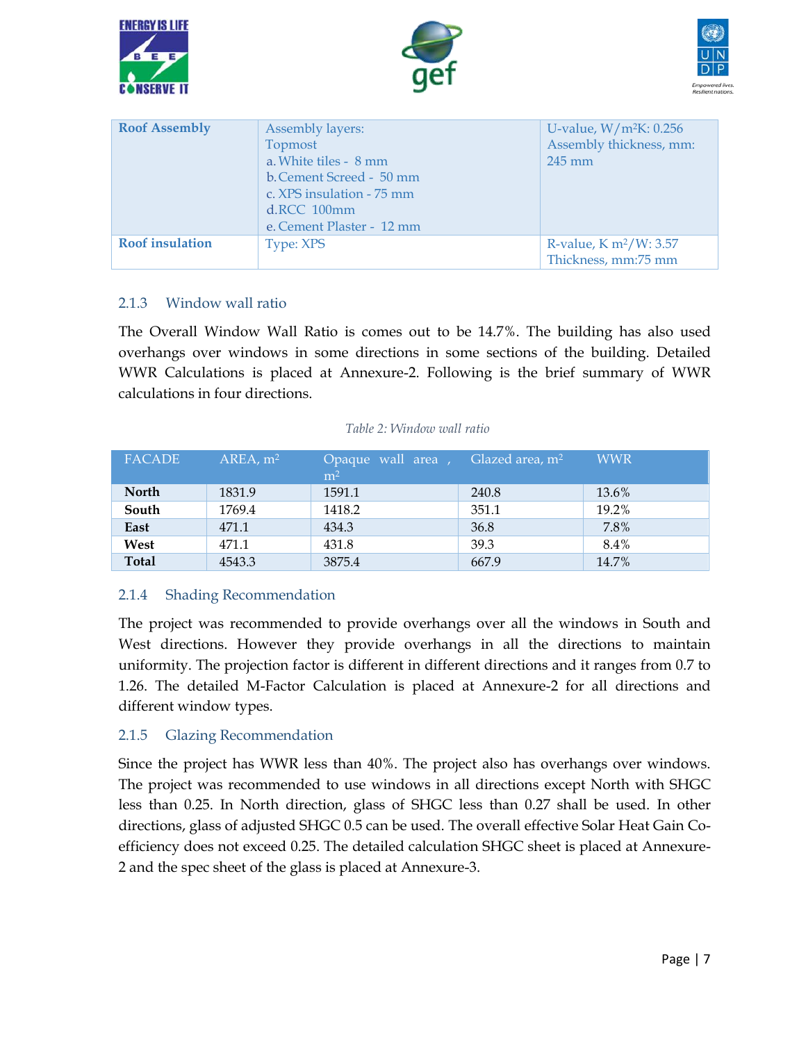| Roof Assembly | Assembly layers:<br>Topmost<br>a. White tiles - 8 mm<br>b. Cement Screed - 50 mm<br>c. XPS insulation - 75 mm<br>d. RCC 100mm<br>e. Cement Plaster - 12 mm | U-value, W/m²K: 0.256<br>Assembly thickness, mm: 245 mm |
|---|---|---|
| Roof insulation | Type: XPS | R-value, K m²/W: 3.57<br>Thickness, mm:75 mm |

### 2.1.3 Window wall ratio

The Overall Window Wall Ratio is comes out to be 14.7%. The building has also used overhangs over windows in some directions in some sections of the building. Detailed WWR Calculations is placed at Annexure-2. Following is the brief summary of WWR calculations in four directions.

*Table 2: Window wall ratio*

| FACADE | AREA, m² | Opaque wall area , m² | Glazed area, m² | WWR |
|---|---|---|---|---|
| **North** | 1831.9 | 1591.1 | 240.8 | 13.6% |
| **South** | 1769.4 | 1418.2 | 351.1 | 19.2% |
| **East** | 471.1 | 434.3 | 36.8 | 7.8% |
| **West** | 471.1 | 431.8 | 39.3 | 8.4% |
| **Total** | 4543.3 | 3875.4 | 667.9 | 14.7% |

### 2.1.4 Shading Recommendation

The project was recommended to provide overhangs over all the windows in South and West directions. However they provide overhangs in all the directions to maintain uniformity. The projection factor is different in different directions and it ranges from 0.7 to 1.26. The detailed M-Factor Calculation is placed at Annexure-2 for all directions and different window types.

### 2.1.5 Glazing Recommendation

Since the project has WWR less than 40%. The project also has overhangs over windows. The project was recommended to use windows in all directions except North with SHGC less than 0.25. In North direction, glass of SHGC less than 0.27 shall be used. In other directions, glass of adjusted SHGC 0.5 can be used. The overall effective Solar Heat Gain Co-efficiency does not exceed 0.25. The detailed calculation SHGC sheet is placed at Annexure-2 and the spec sheet of the glass is placed at Annexure-3.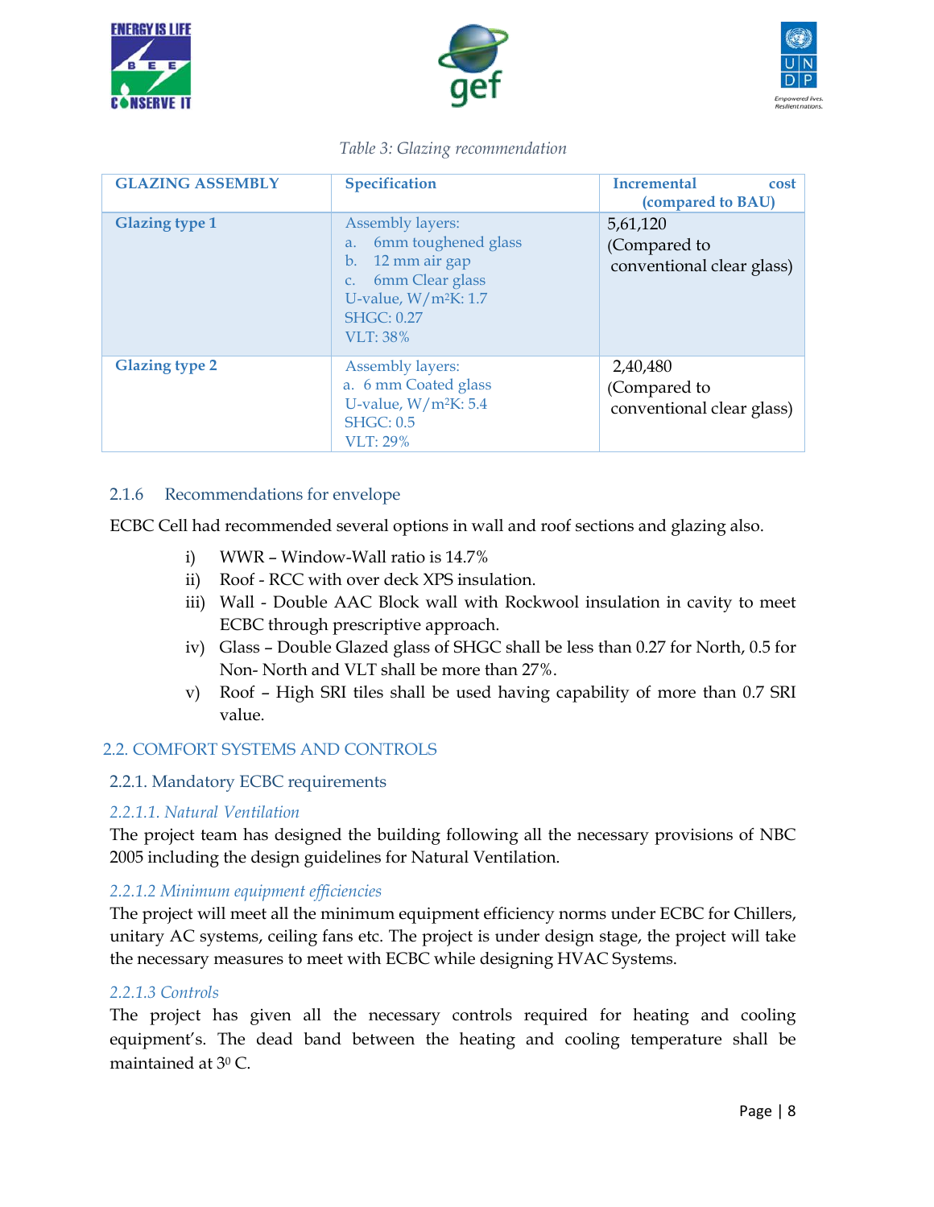*Table 3: Glazing recommendation*

| GLAZING ASSEMBLY | Specification | Incremental cost (compared to BAU) |
|---|---|---|
| Glazing type 1 | Assembly layers:<br>a. 6mm toughened glass<br>b. 12 mm air gap<br>c. 6mm Clear glass<br>U-value, W/m²K: 1.7<br>SHGC: 0.27<br>VLT: 38% | 5,61,120<br>(Compared to conventional clear glass) |
| Glazing type 2 | Assembly layers:<br>a. 6 mm Coated glass<br>U-value, W/m²K: 5.4<br>SHGC: 0.5<br>VLT: 29% | 2,40,480<br>(Compared to conventional clear glass) |

### 2.1.6 Recommendations for envelope

ECBC Cell had recommended several options in wall and roof sections and glazing also.

i) WWR – Window-Wall ratio is 14.7%
ii) Roof - RCC with over deck XPS insulation.
iii) Wall - Double AAC Block wall with Rockwool insulation in cavity to meet ECBC through prescriptive approach.
iv) Glass – Double Glazed glass of SHGC shall be less than 0.27 for North, 0.5 for Non- North and VLT shall be more than 27%.
v) Roof – High SRI tiles shall be used having capability of more than 0.7 SRI value.

## 2.2. COMFORT SYSTEMS AND CONTROLS

### 2.2.1. Mandatory ECBC requirements

#### *2.2.1.1. Natural Ventilation*

The project team has designed the building following all the necessary provisions of NBC 2005 including the design guidelines for Natural Ventilation.

#### *2.2.1.2 Minimum equipment efficiencies*

The project will meet all the minimum equipment efficiency norms under ECBC for Chillers, unitary AC systems, ceiling fans etc. The project is under design stage, the project will take the necessary measures to meet with ECBC while designing HVAC Systems.

#### *2.2.1.3 Controls*

The project has given all the necessary controls required for heating and cooling equipment's. The dead band between the heating and cooling temperature shall be maintained at $3^0$ C.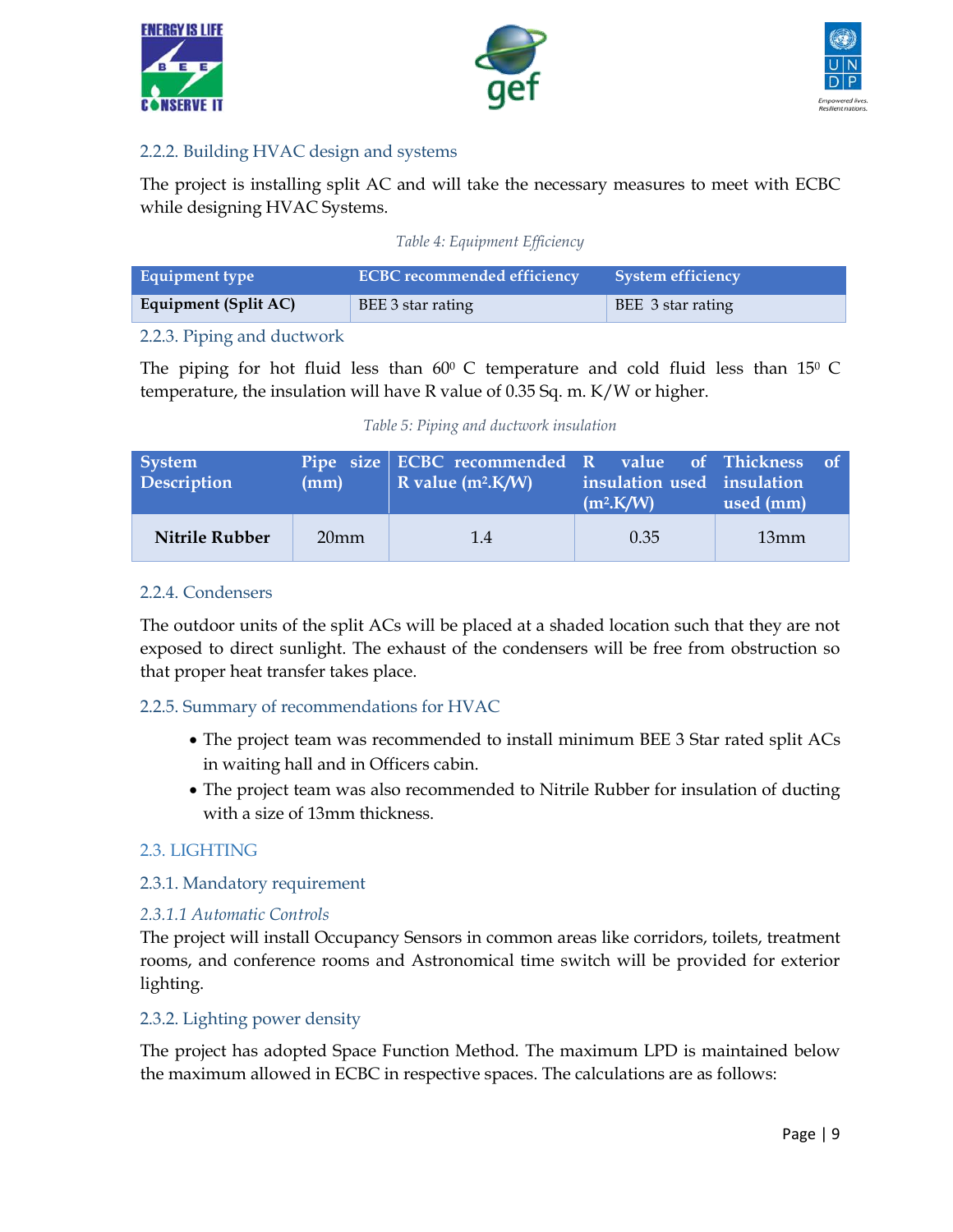### 2.2.2. Building HVAC design and systems

The project is installing split AC and will take the necessary measures to meet with ECBC while designing HVAC Systems.

*Table 4: Equipment Efficiency*

| Equipment type | ECBC recommended efficiency | System efficiency |
|---|---|---|
| **Equipment (Split AC)** | BEE 3 star rating | BEE 3 star rating |

### 2.2.3. Piping and ductwork

The piping for hot fluid less than $60^0$ C temperature and cold fluid less than $15^0$ C temperature, the insulation will have R value of 0.35 Sq. m. K/W or higher.

*Table 5: Piping and ductwork insulation*

| System Description | Pipe size (mm) | ECBC recommended R value ($m^2$.K/W) | R value of insulation used ($m^2$.K/W) | Thickness of insulation used (mm) |
|---|---|---|---|---|
| **Nitrile Rubber** | 20mm | 1.4 | 0.35 | 13mm |

### 2.2.4. Condensers

The outdoor units of the split ACs will be placed at a shaded location such that they are not exposed to direct sunlight. The exhaust of the condensers will be free from obstruction so that proper heat transfer takes place.

### 2.2.5. Summary of recommendations for HVAC

- The project team was recommended to install minimum BEE 3 Star rated split ACs in waiting hall and in Officers cabin.
- The project team was also recommended to Nitrile Rubber for insulation of ducting with a size of 13mm thickness.

## 2.3. LIGHTING

### 2.3.1. Mandatory requirement

#### *2.3.1.1 Automatic Controls*

The project will install Occupancy Sensors in common areas like corridors, toilets, treatment rooms, and conference rooms and Astronomical time switch will be provided for exterior lighting.

### 2.3.2. Lighting power density

The project has adopted Space Function Method. The maximum LPD is maintained below the maximum allowed in ECBC in respective spaces. The calculations are as follows: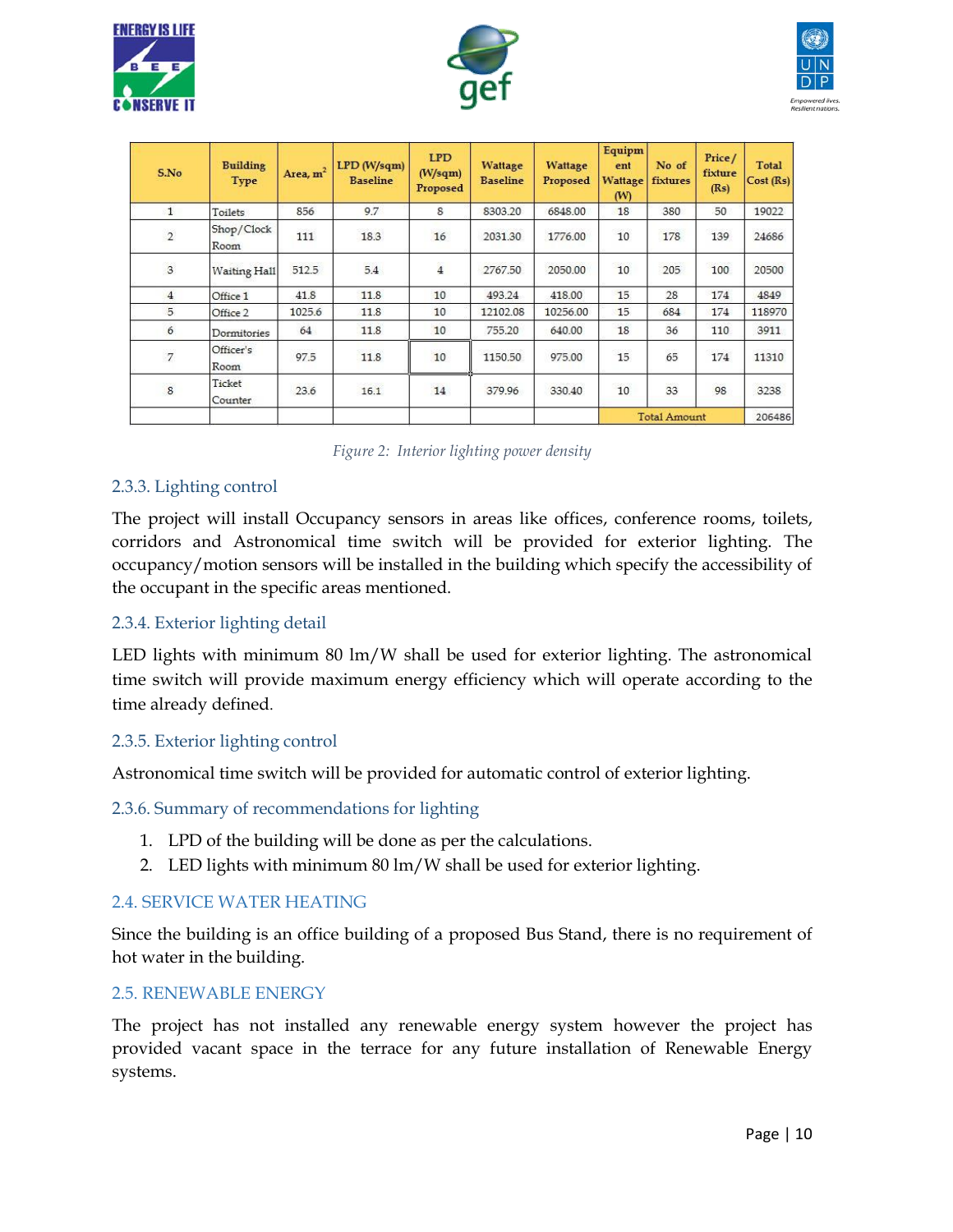| S.No | Building Type | Area, $m^2$ | LPD (W/sqm) Baseline | LPD (W/sqm) Proposed | Wattage Baseline | Wattage Proposed | Equipment Wattage (W) | No of fixtures | Price/ fixture (Rs) | Total Cost (Rs) |
|---|---|---|---|---|---|---|---|---|---|---|
| 1 | Toilets | 856 | 9.7 | 8 | 8303.20 | 6848.00 | 18 | 380 | 50 | 19022 |
| 2 | Shop/Clock Room | 111 | 18.3 | 16 | 2031.30 | 1776.00 | 10 | 178 | 139 | 24686 |
| 3 | Waiting Hall | 512.5 | 5.4 | 4 | 2767.50 | 2050.00 | 10 | 205 | 100 | 20500 |
| 4 | Office 1 | 41.8 | 11.8 | 10 | 493.24 | 418.00 | 15 | 28 | 174 | 4849 |
| 5 | Office 2 | 1025.6 | 11.8 | 10 | 12102.08 | 10256.00 | 15 | 684 | 174 | 118970 |
| 6 | Dormitories | 64 | 11.8 | 10 | 755.20 | 640.00 | 18 | 36 | 110 | 3911 |
| 7 | Officer's Room | 97.5 | 11.8 | 10 | 1150.50 | 975.00 | 15 | 65 | 174 | 11310 |
| 8 | Ticket Counter | 23.6 | 16.1 | 14 | 379.96 | 330.40 | 10 | 33 | 98 | 3238 |
| | | | | | | | Total Amount | | | 206486 |

*Figure 2: Interior lighting power density*

### 2.3.3. Lighting control

The project will install Occupancy sensors in areas like offices, conference rooms, toilets, corridors and Astronomical time switch will be provided for exterior lighting. The occupancy/motion sensors will be installed in the building which specify the accessibility of the occupant in the specific areas mentioned.

### 2.3.4. Exterior lighting detail

LED lights with minimum 80 lm/W shall be used for exterior lighting. The astronomical time switch will provide maximum energy efficiency which will operate according to the time already defined.

### 2.3.5. Exterior lighting control

Astronomical time switch will be provided for automatic control of exterior lighting.

### 2.3.6. Summary of recommendations for lighting

1. LPD of the building will be done as per the calculations.
2. LED lights with minimum 80 lm/W shall be used for exterior lighting.

## 2.4. SERVICE WATER HEATING

Since the building is an office building of a proposed Bus Stand, there is no requirement of hot water in the building.

## 2.5. RENEWABLE ENERGY

The project has not installed any renewable energy system however the project has provided vacant space in the terrace for any future installation of Renewable Energy systems.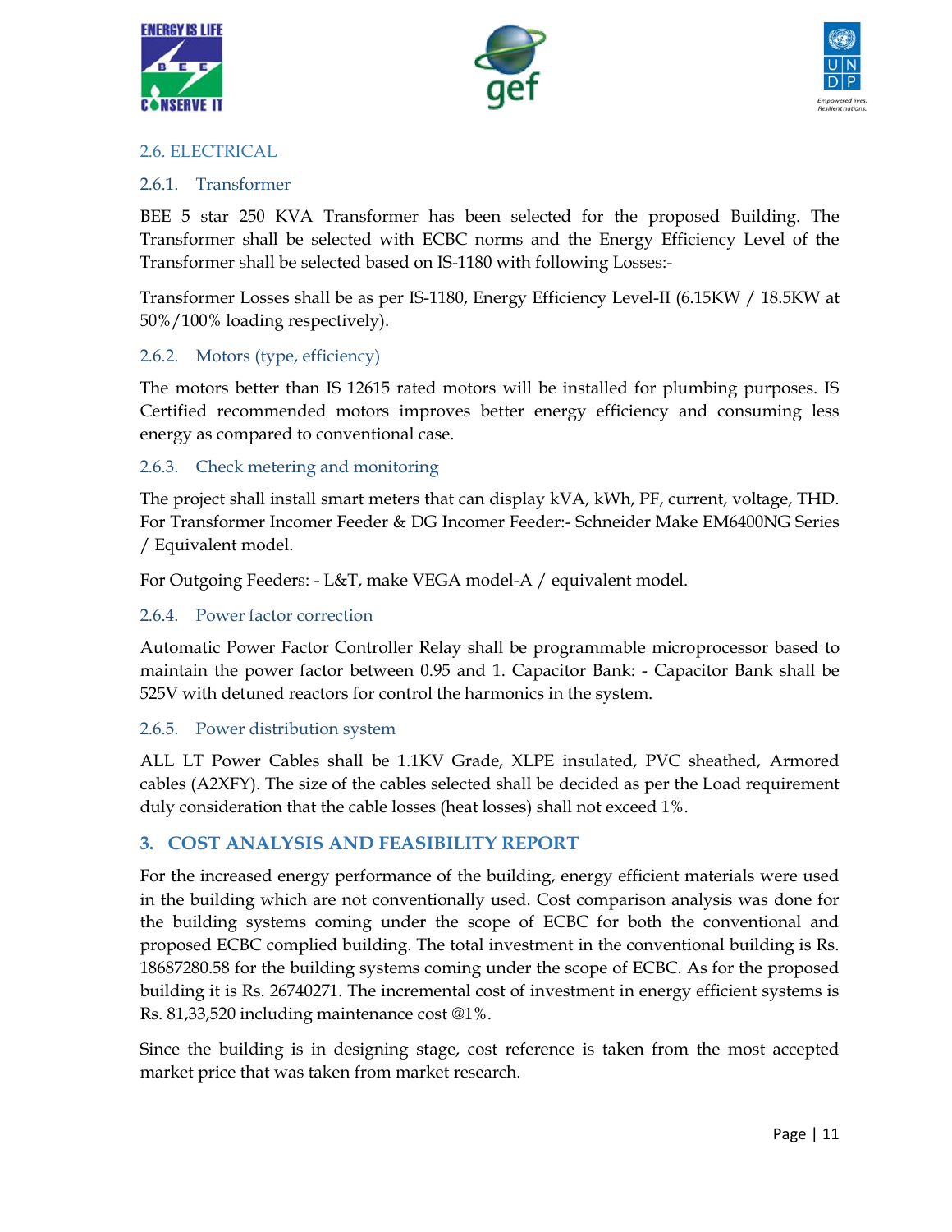## 2.6. ELECTRICAL

### 2.6.1. Transformer

BEE 5 star 250 KVA Transformer has been selected for the proposed Building. The Transformer shall be selected with ECBC norms and the Energy Efficiency Level of the Transformer shall be selected based on IS-1180 with following Losses:-

Transformer Losses shall be as per IS-1180, Energy Efficiency Level-II (6.15KW / 18.5KW at 50%/100% loading respectively).

### 2.6.2. Motors (type, efficiency)

The motors better than IS 12615 rated motors will be installed for plumbing purposes. IS Certified recommended motors improves better energy efficiency and consuming less energy as compared to conventional case.

### 2.6.3. Check metering and monitoring

The project shall install smart meters that can display kVA, kWh, PF, current, voltage, THD. For Transformer Incomer Feeder & DG Incomer Feeder:- Schneider Make EM6400NG Series / Equivalent model.

For Outgoing Feeders: - L&T, make VEGA model-A / equivalent model.

### 2.6.4. Power factor correction

Automatic Power Factor Controller Relay shall be programmable microprocessor based to maintain the power factor between 0.95 and 1. Capacitor Bank: - Capacitor Bank shall be 525V with detuned reactors for control the harmonics in the system.

### 2.6.5. Power distribution system

ALL LT Power Cables shall be 1.1KV Grade, XLPE insulated, PVC sheathed, Armored cables (A2XFY). The size of the cables selected shall be decided as per the Load requirement duly consideration that the cable losses (heat losses) shall not exceed 1%.

## 3. COST ANALYSIS AND FEASIBILITY REPORT

For the increased energy performance of the building, energy efficient materials were used in the building which are not conventionally used. Cost comparison analysis was done for the building systems coming under the scope of ECBC for both the conventional and proposed ECBC complied building. The total investment in the conventional building is Rs. 18687280.58 for the building systems coming under the scope of ECBC. As for the proposed building it is Rs. 26740271. The incremental cost of investment in energy efficient systems is Rs. 81,33,520 including maintenance cost @1%.

Since the building is in designing stage, cost reference is taken from the most accepted market price that was taken from market research.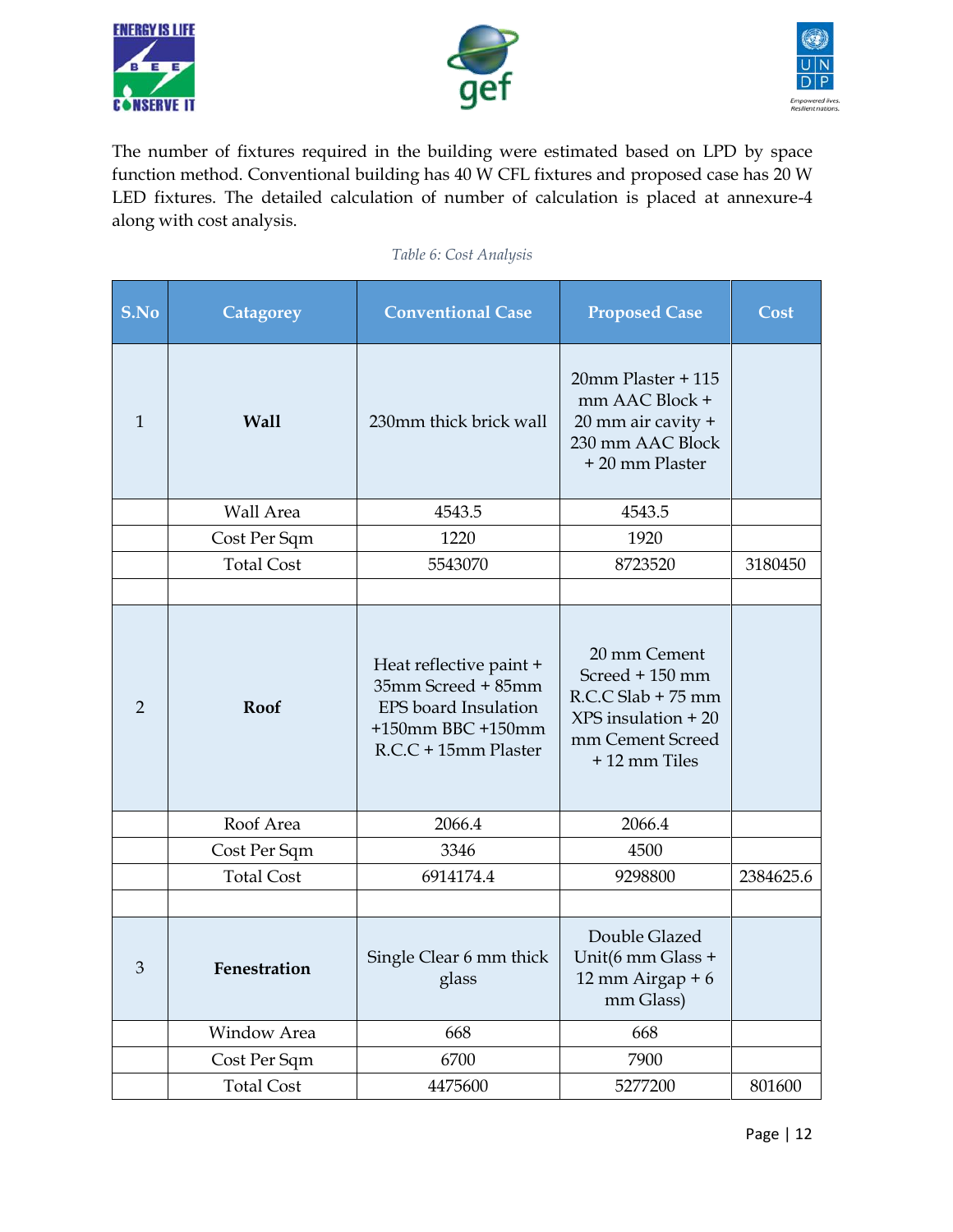The number of fixtures required in the building were estimated based on LPD by space function method. Conventional building has 40 W CFL fixtures and proposed case has 20 W LED fixtures. The detailed calculation of number of calculation is placed at annexure-4 along with cost analysis.

*Table 6: Cost Analysis*

| S.No | Catagorey | Conventional Case | Proposed Case | Cost |
|---|---|---|---|---|
| 1 | **Wall** | 230mm thick brick wall | 20mm Plaster + 115 mm AAC Block + 20 mm air cavity + 230 mm AAC Block + 20 mm Plaster | |
| | Wall Area | 4543.5 | 4543.5 | |
| | Cost Per Sqm | 1220 | 1920 | |
| | Total Cost | 5543070 | 8723520 | 3180450 |
| | | | | |
| 2 | **Roof** | Heat reflective paint + 35mm Screed + 85mm EPS board Insulation +150mm BBC +150mm R.C.C + 15mm Plaster | 20 mm Cement Screed + 150 mm R.C.C Slab + 75 mm XPS insulation + 20 mm Cement Screed + 12 mm Tiles | |
| | Roof Area | 2066.4 | 2066.4 | |
| | Cost Per Sqm | 3346 | 4500 | |
| | Total Cost | 6914174.4 | 9298800 | 2384625.6 |
| | | | | |
| 3 | **Fenestration** | Single Clear 6 mm thick glass | Double Glazed Unit(6 mm Glass + 12 mm Airgap + 6 mm Glass) | |
| | Window Area | 668 | 668 | |
| | Cost Per Sqm | 6700 | 7900 | |
| | Total Cost | 4475600 | 5277200 | 801600 |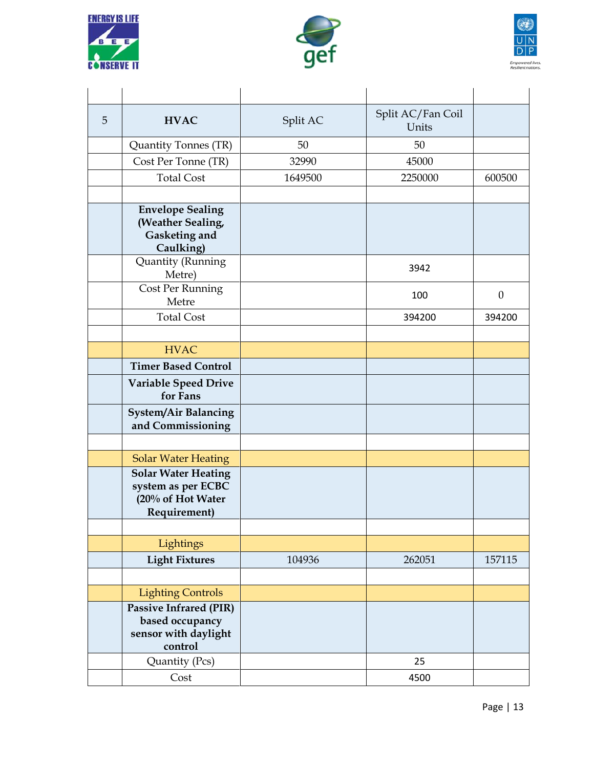| | | | | |
|---|---|---|---|---|
| 5 | **HVAC** | Split AC | Split AC/Fan Coil Units | |
| | Quantity Tonnes (TR) | 50 | 50 | |
| | Cost Per Tonne (TR) | 32990 | 45000 | |
| | Total Cost | 1649500 | 2250000 | 600500 |
| | | | | |
| | **Envelope Sealing (Weather Sealing, Gasketing and Caulking)** | | | |
| | Quantity (Running Metre) | | 3942 | |
| | Cost Per Running Metre | | 100 | 0 |
| | Total Cost | | 394200 | 394200 |
| | | | | |
| | HVAC | | | |
| | **Timer Based Control** | | | |
| | **Variable Speed Drive for Fans** | | | |
| | **System/Air Balancing and Commissioning** | | | |
| | | | | |
| | Solar Water Heating | | | |
| | **Solar Water Heating system as per ECBC (20% of Hot Water Requirement)** | | | |
| | | | | |
| | Lightings | | | |
| | **Light Fixtures** | 104936 | 262051 | 157115 |
| | | | | |
| | Lighting Controls | | | |
| | **Passive Infrared (PIR) based occupancy sensor with daylight control** | | | |
| | Quantity (Pcs) | | 25 | |
| | Cost | | 4500 | |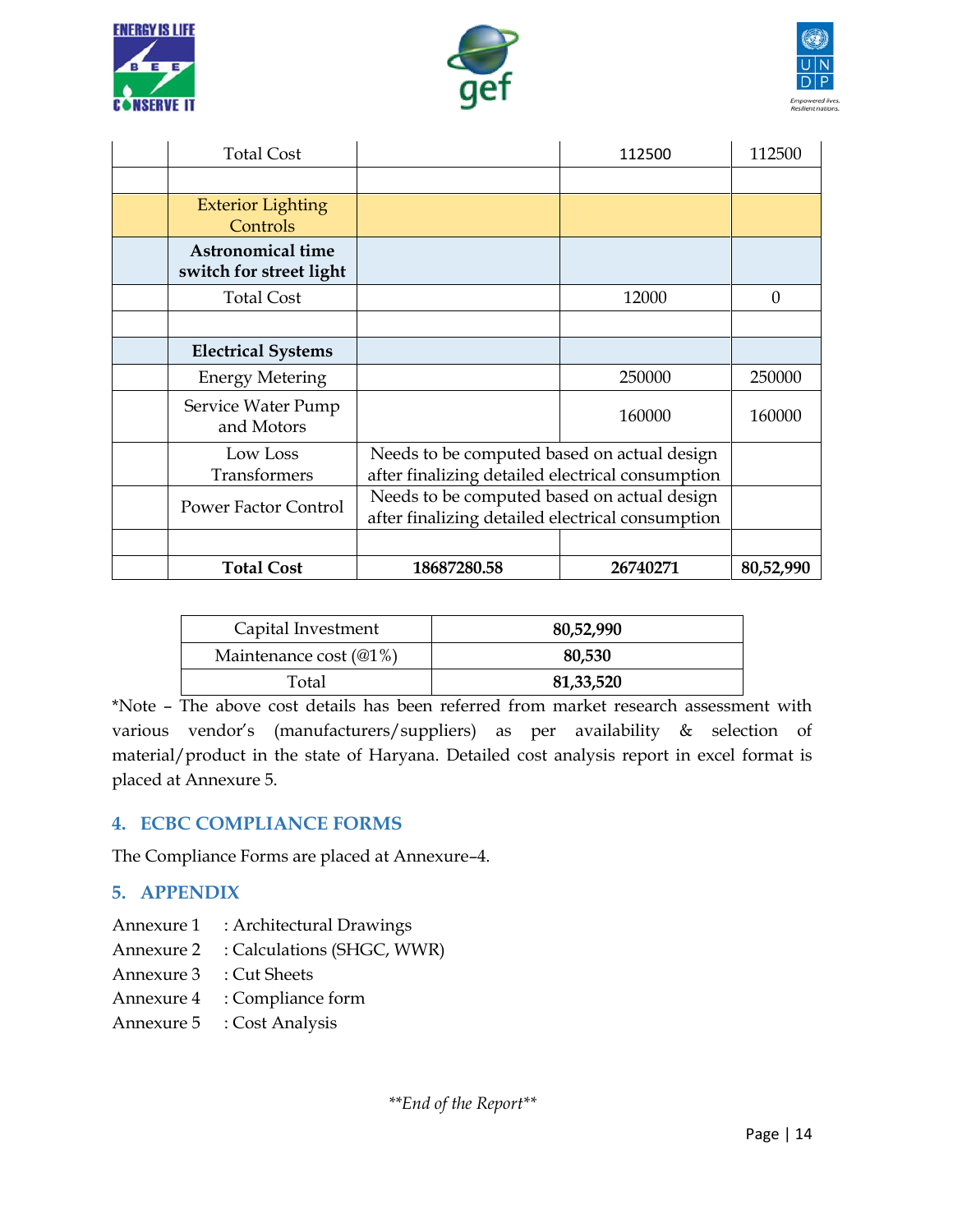| | | | | |
|---|---|---|---|---|
| | Total Cost | | 112500 | 112500 |
| | | | | |
| | Exterior Lighting Controls | | | |
| | **Astronomical time switch for street light** | | | |
| | Total Cost | | 12000 | 0 |
| | | | | |
| | **Electrical Systems** | | | |
| | Energy Metering | | 250000 | 250000 |
| | Service Water Pump and Motors | | 160000 | 160000 |
| | Low Loss Transformers | Needs to be computed based on actual design after finalizing detailed electrical consumption | | |
| | Power Factor Control | Needs to be computed based on actual design after finalizing detailed electrical consumption | | |
| | | | | |
| | **Total Cost** | **18687280.58** | **26740271** | **80,52,990** |

| | |
|---|---|
| Capital Investment | **80,52,990** |
| Maintenance cost (@1%) | **80,530** |
| Total | **81,33,520** |

*Note – The above cost details has been referred from market research assessment with various vendor's (manufacturers/suppliers) as per availability & selection of material/product in the state of Haryana. Detailed cost analysis report in excel format is placed at Annexure 5.

## 4. ECBC COMPLIANCE FORMS

The Compliance Forms are placed at Annexure–4.

## 5. APPENDIX

Annexure 1 : Architectural Drawings
Annexure 2 : Calculations (SHGC, WWR)
Annexure 3 : Cut Sheets
Annexure 4 : Compliance form
Annexure 5 : Cost Analysis

*\*\*End of the Report\*\**